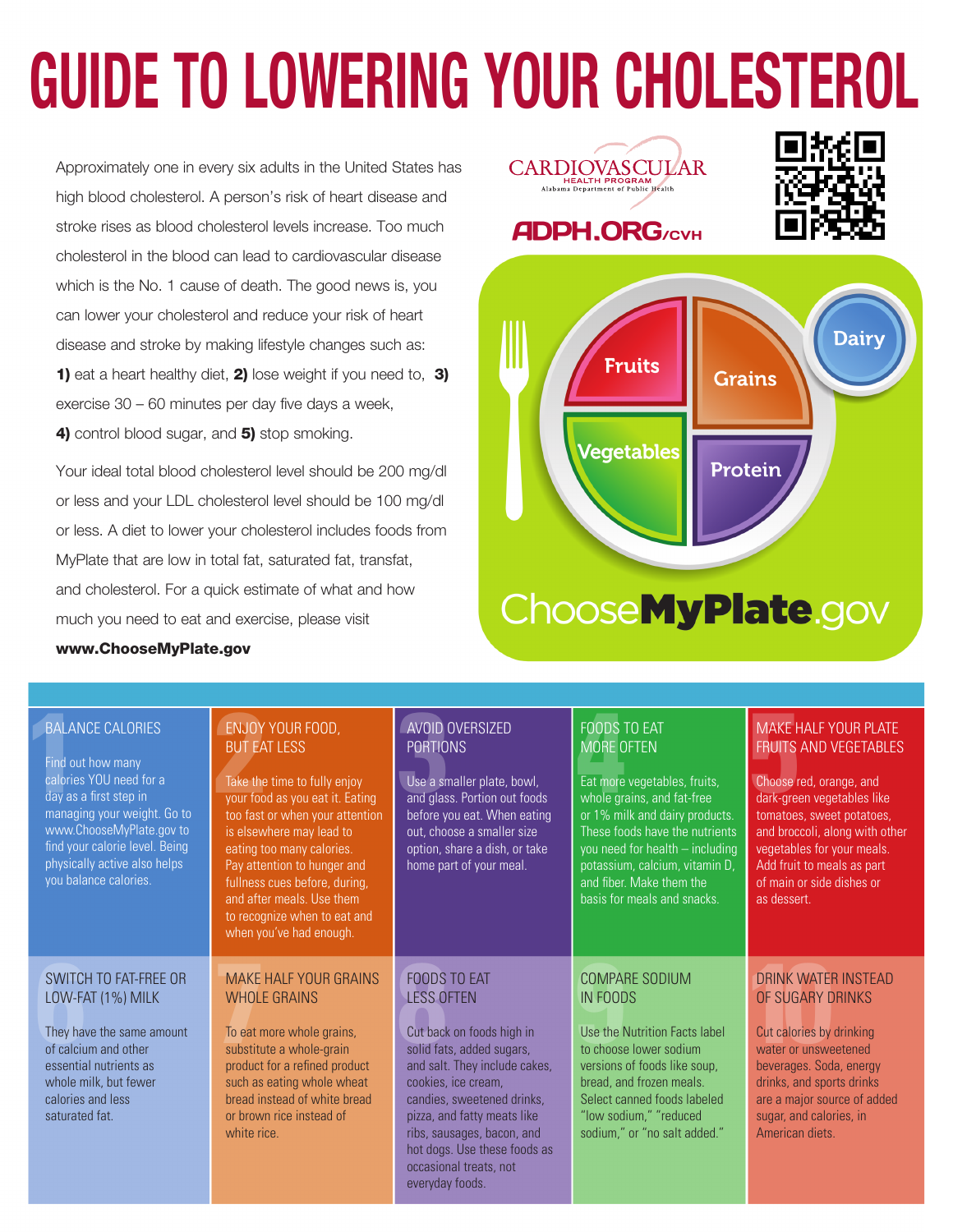# GUIDE TO LOWERING YOUR CHOLESTEROL

Approximately one in every six adults in the United States has high blood cholesterol. A person's risk of heart disease and stroke rises as blood cholesterol levels increase. Too much cholesterol in the blood can lead to cardiovascular disease which is the No. 1 cause of death. The good news is, you can lower your cholesterol and reduce your risk of heart disease and stroke by making lifestyle changes such as: **1)** eat a heart healthy diet, **2)** lose weight if you need to, **3)** exercise 30 – 60 minutes per day five days a week, **4)** control blood sugar, and **5)** stop smoking.

Your ideal total blood cholesterol level should be 200 mg/dl or less and your LDL cholesterol level should be 100 mg/dl or less. A diet to lower your cholesterol includes foods from MyPlate that are low in total fat, saturated fat, transfat, and cholesterol. For a quick estimate of what and how much you need to eat and exercise, please visit **www.ChooseMyPlate.gov**

CARDIOVASCULAR HEALTH PROGRAM
Alabama Department of Public Health

ADPH.ORG/CVH

Fruits · Grains · Dairy · Vegetables · Protein

ChooseMyPlate.gov

### 1 BALANCE CALORIES

Find out how many calories YOU need for a day as a first step in managing your weight. Go to www.ChooseMyPlate.gov to find your calorie level. Being physically active also helps you balance calories.

### 2 ENJOY YOUR FOOD, BUT EAT LESS

Take the time to fully enjoy your food as you eat it. Eating too fast or when your attention is elsewhere may lead to eating too many calories. Pay attention to hunger and fullness cues before, during, and after meals. Use them to recognize when to eat and when you've had enough.

### 3 AVOID OVERSIZED PORTIONS

Use a smaller plate, bowl, and glass. Portion out foods before you eat. When eating out, choose a smaller size option, share a dish, or take home part of your meal.

### 4 FOODS TO EAT MORE OFTEN

Eat more vegetables, fruits, whole grains, and fat-free or 1% milk and dairy products. These foods have the nutrients you need for health – including potassium, calcium, vitamin D, and fiber. Make them the basis for meals and snacks.

### 5 MAKE HALF YOUR PLATE FRUITS AND VEGETABLES

Choose red, orange, and dark-green vegetables like tomatoes, sweet potatoes, and broccoli, along with other vegetables for your meals. Add fruit to meals as part of main or side dishes or as dessert.

### 6 SWITCH TO FAT-FREE OR LOW-FAT (1%) MILK

They have the same amount of calcium and other essential nutrients as whole milk, but fewer calories and less saturated fat.

### 7 MAKE HALF YOUR GRAINS WHOLE GRAINS

To eat more whole grains, substitute a whole-grain product for a refined product such as eating whole wheat bread instead of white bread or brown rice instead of white rice.

### 8 FOODS TO EAT LESS OFTEN

Cut back on foods high in solid fats, added sugars, and salt. They include cakes, cookies, ice cream, candies, sweetened drinks, pizza, and fatty meats like ribs, sausages, bacon, and hot dogs. Use these foods as occasional treats, not everyday foods.

### 9 COMPARE SODIUM IN FOODS

Use the Nutrition Facts label to choose lower sodium versions of foods like soup, bread, and frozen meals. Select canned foods labeled "low sodium," "reduced sodium," or "no salt added."

### 10 DRINK WATER INSTEAD OF SUGARY DRINKS

Cut calories by drinking water or unsweetened beverages. Soda, energy drinks, and sports drinks are a major source of added sugar, and calories, in American diets.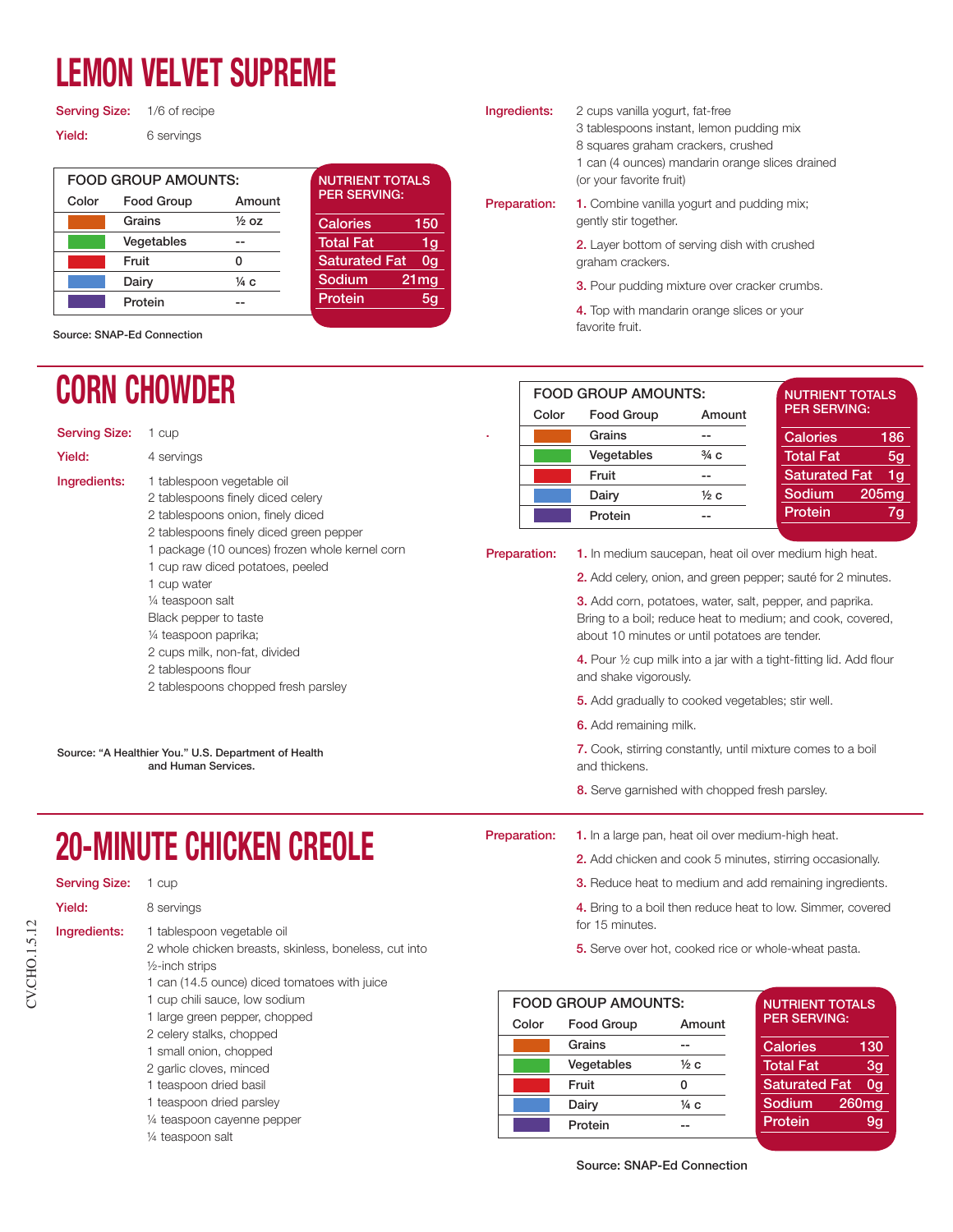# LEMON VELVET SUPREME

**Serving Size:** 1/6 of recipe

**Yield:** 6 servings

**FOOD GROUP AMOUNTS:**

| Color | Food Group | Amount |
|---|---|---|
| | Grains | ½ oz |
| | Vegetables | -- |
| | Fruit | 0 |
| | Dairy | ¼ c |
| | Protein | -- |

**NUTRIENT TOTALS PER SERVING:**

| | |
|---|---|
| Calories | 150 |
| Total Fat | 1g |
| Saturated Fat | 0g |
| Sodium | 21mg |
| Protein | 5g |

Source: SNAP-Ed Connection

**Ingredients:**
2 cups vanilla yogurt, fat-free
3 tablespoons instant, lemon pudding mix
8 squares graham crackers, crushed
1 can (4 ounces) mandarin orange slices drained (or your favorite fruit)

**Preparation:**

1. Combine vanilla yogurt and pudding mix; gently stir together.
2. Layer bottom of serving dish with crushed graham crackers.
3. Pour pudding mixture over cracker crumbs.
4. Top with mandarin orange slices or your favorite fruit.

# CORN CHOWDER

**Serving Size:** 1 cup

**Yield:** 4 servings

**Ingredients:**
1 tablespoon vegetable oil
2 tablespoons finely diced celery
2 tablespoons onion, finely diced
2 tablespoons finely diced green pepper
1 package (10 ounces) frozen whole kernel corn
1 cup raw diced potatoes, peeled
1 cup water
¼ teaspoon salt
Black pepper to taste
¼ teaspoon paprika;
2 cups milk, non-fat, divided
2 tablespoons flour
2 tablespoons chopped fresh parsley

Source: "A Healthier You." U.S. Department of Health and Human Services.

**FOOD GROUP AMOUNTS:**

| Color | Food Group | Amount |
|---|---|---|
| | Grains | -- |
| | Vegetables | ¾ c |
| | Fruit | -- |
| | Dairy | ½ c |
| | Protein | -- |

**NUTRIENT TOTALS PER SERVING:**

| | |
|---|---|
| Calories | 186 |
| Total Fat | 5g |
| Saturated Fat | 1g |
| Sodium | 205mg |
| Protein | 7g |

**Preparation:**

1. In medium saucepan, heat oil over medium high heat.
2. Add celery, onion, and green pepper; sauté for 2 minutes.
3. Add corn, potatoes, water, salt, pepper, and paprika. Bring to a boil; reduce heat to medium; and cook, covered, about 10 minutes or until potatoes are tender.
4. Pour ½ cup milk into a jar with a tight-fitting lid. Add flour and shake vigorously.
5. Add gradually to cooked vegetables; stir well.
6. Add remaining milk.
7. Cook, stirring constantly, until mixture comes to a boil and thickens.
8. Serve garnished with chopped fresh parsley.

# 20-MINUTE CHICKEN CREOLE

**Serving Size:** 1 cup

**Yield:** 8 servings

**Ingredients:**
1 tablespoon vegetable oil
2 whole chicken breasts, skinless, boneless, cut into ½-inch strips
1 can (14.5 ounce) diced tomatoes with juice
1 cup chili sauce, low sodium
1 large green pepper, chopped
2 celery stalks, chopped
1 small onion, chopped
2 garlic cloves, minced
1 teaspoon dried basil
1 teaspoon dried parsley
¼ teaspoon cayenne pepper
¼ teaspoon salt

**Preparation:**

1. In a large pan, heat oil over medium-high heat.
2. Add chicken and cook 5 minutes, stirring occasionally.
3. Reduce heat to medium and add remaining ingredients.
4. Bring to a boil then reduce heat to low. Simmer, covered for 15 minutes.
5. Serve over hot, cooked rice or whole-wheat pasta.

**FOOD GROUP AMOUNTS:**

| Color | Food Group | Amount |
|---|---|---|
| | Grains | -- |
| | Vegetables | ½ c |
| | Fruit | 0 |
| | Dairy | ¼ c |
| | Protein | -- |

**NUTRIENT TOTALS PER SERVING:**

| | |
|---|---|
| Calories | 130 |
| Total Fat | 3g |
| Saturated Fat | 0g |
| Sodium | 260mg |
| Protein | 9g |

Source: SNAP-Ed Connection